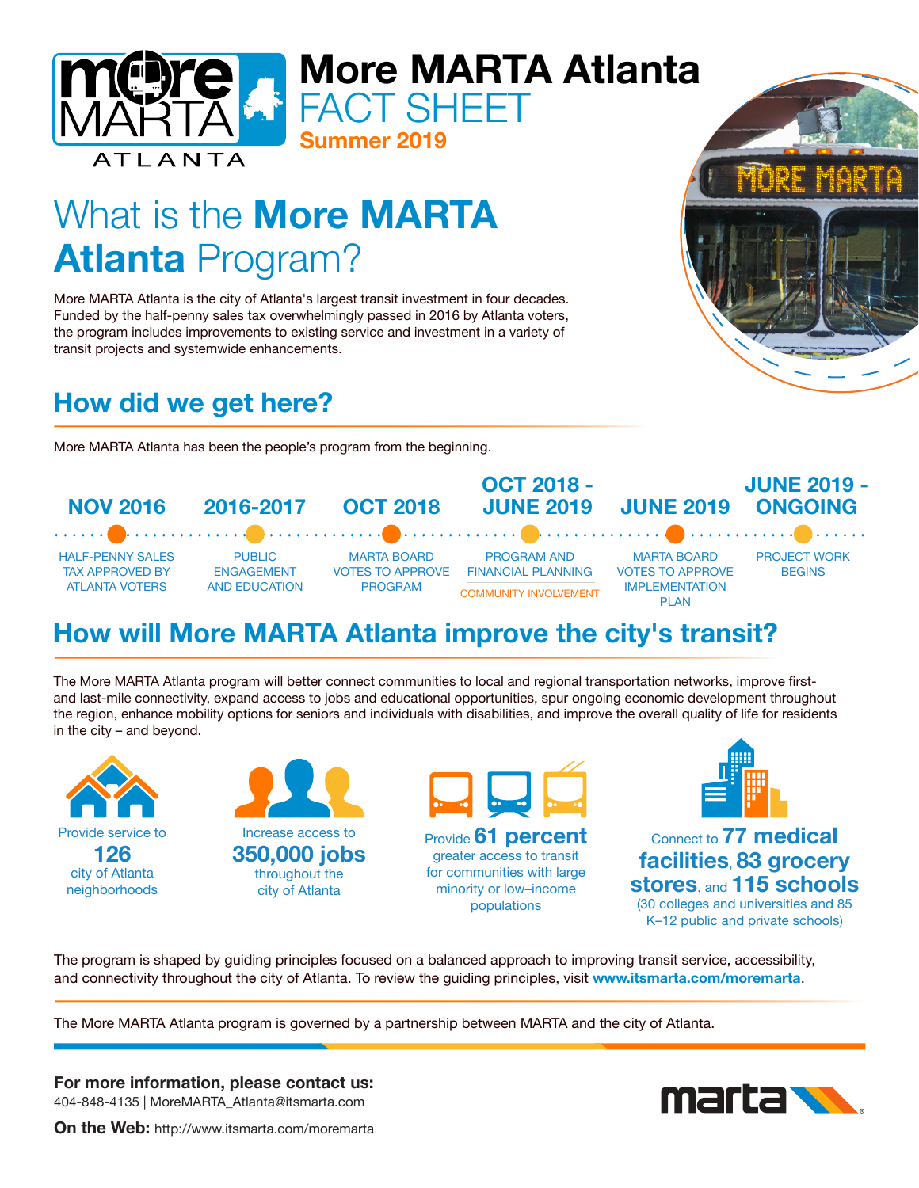# More MARTA Atlanta FACT SHEET

**Summer 2019**

## What is the **More MARTA Atlanta** Program?

More MARTA Atlanta is the city of Atlanta's largest transit investment in four decades. Funded by the half-penny sales tax overwhelmingly passed in 2016 by Atlanta voters, the program includes improvements to existing service and investment in a variety of transit projects and systemwide enhancements.

## How did we get here?

More MARTA Atlanta has been the people's program from the beginning.

- **NOV 2016** — HALF-PENNY SALES TAX APPROVED BY ATLANTA VOTERS
- **2016-2017** — PUBLIC ENGAGEMENT AND EDUCATION
- **OCT 2018** — MARTA BOARD VOTES TO APPROVE PROGRAM
- **OCT 2018 - JUNE 2019** — PROGRAM AND FINANCIAL PLANNING; COMMUNITY INVOLVEMENT
- **JUNE 2019** — MARTA BOARD VOTES TO APPROVE IMPLEMENTATION PLAN
- **JUNE 2019 - ONGOING** — PROJECT WORK BEGINS

## How will More MARTA Atlanta improve the city's transit?

The More MARTA Atlanta program will better connect communities to local and regional transportation networks, improve first- and last-mile connectivity, expand access to jobs and educational opportunities, spur ongoing economic development throughout the region, enhance mobility options for seniors and individuals with disabilities, and improve the overall quality of life for residents in the city – and beyond.

- Provide service to **126** city of Atlanta neighborhoods
- Increase access to **350,000 jobs** throughout the city of Atlanta
- Provide **61 percent** greater access to transit for communities with large minority or low–income populations
- Connect to **77 medical facilities**, **83 grocery stores**, and **115 schools** (30 colleges and universities and 85 K–12 public and private schools)

The program is shaped by guiding principles focused on a balanced approach to improving transit service, accessibility, and connectivity throughout the city of Atlanta. To review the guiding principles, visit **www.itsmarta.com/moremarta**.

The More MARTA Atlanta program is governed by a partnership between MARTA and the city of Atlanta.

**For more information, please contact us:**
404-848-4135 | MoreMARTA_Atlanta@itsmarta.com

**On the Web:** http://www.itsmarta.com/moremarta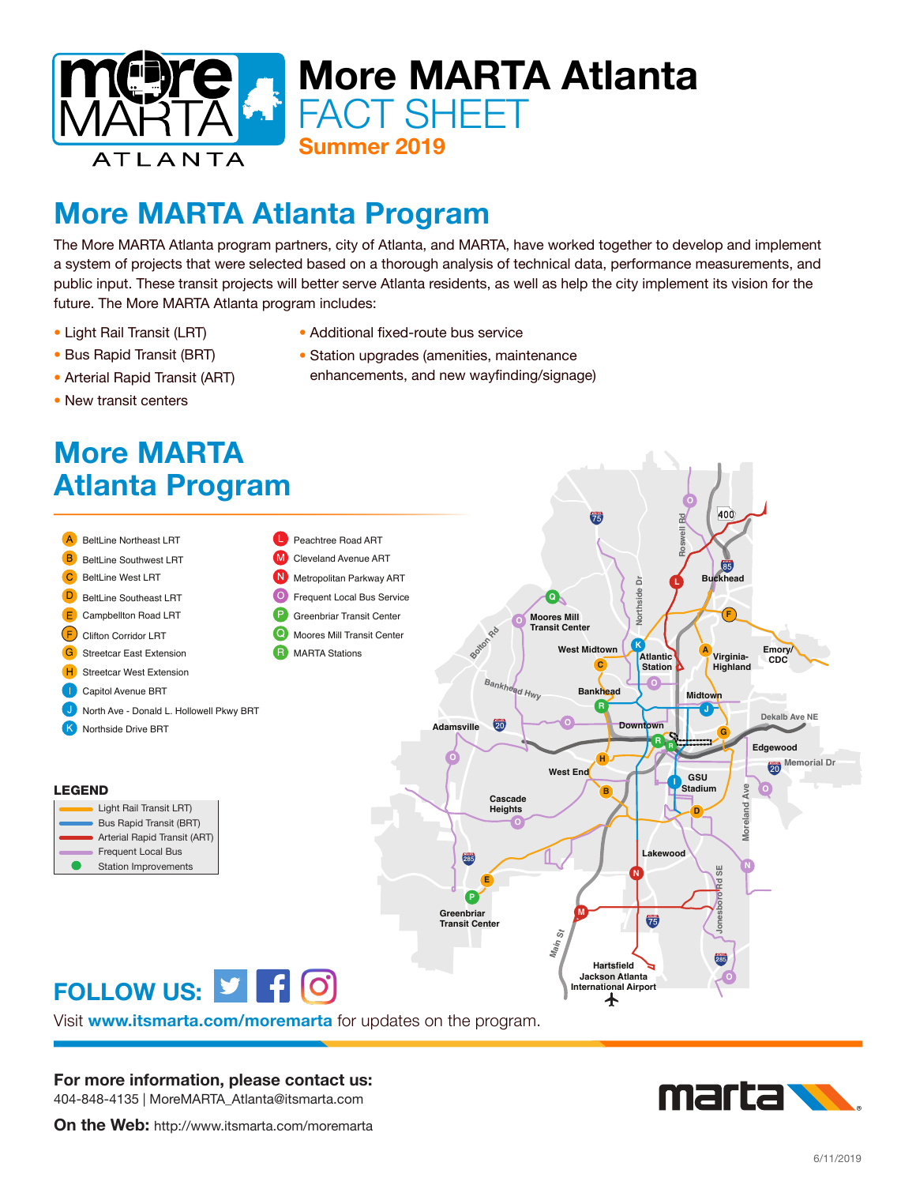# More MARTA Atlanta FACT SHEET

**Summer 2019**

## More MARTA Atlanta Program

The More MARTA Atlanta program partners, city of Atlanta, and MARTA, have worked together to develop and implement a system of projects that were selected based on a thorough analysis of technical data, performance measurements, and public input. These transit projects will better serve Atlanta residents, as well as help the city implement its vision for the future. The More MARTA Atlanta program includes:

- Light Rail Transit (LRT)
- Bus Rapid Transit (BRT)
- Arterial Rapid Transit (ART)
- New transit centers
- Additional fixed-route bus service
- Station upgrades (amenities, maintenance enhancements, and new wayfinding/signage)

## More MARTA Atlanta Program

- A BeltLine Northeast LRT
- B BeltLine Southwest LRT
- C BeltLine West LRT
- D BeltLine Southeast LRT
- E Campbellton Road LRT
- F Clifton Corridor LRT
- G Streetcar East Extension
- H Streetcar West Extension
- I Capitol Avenue BRT
- J North Ave - Donald L. Hollowell Pkwy BRT
- K Northside Drive BRT
- L Peachtree Road ART
- M Cleveland Avenue ART
- N Metropolitan Parkway ART
- O Frequent Local Bus Service
- P Greenbriar Transit Center
- Q Moores Mill Transit Center
- R MARTA Stations

**LEGEND**

- Light Rail Transit (LRT)
- Bus Rapid Transit (BRT)
- Arterial Rapid Transit (ART)
- Frequent Local Bus
- Station Improvements

Moores Mill Transit Center
West Midtown
Atlantic Station
Buckhead
Virginia-Highland
Emory/CDC
Bankhead
Midtown
Adamsville
Downtown
Dekalb Ave NE
Edgewood
West End
GSU Stadium
Memorial Dr
Cascade Heights
Lakewood
Greenbriar Transit Center
Hartsfield Jackson Atlanta International Airport
Roswell Rd
Northside Dr
Bolton Rd
Bankhead Hwy
Moreland Ave
Jonesboro Rd SE
Main St

**FOLLOW US:**

Visit **www.itsmarta.com/moremarta** for updates on the program.

**For more information, please contact us:**
404-848-4135 | MoreMARTA_Atlanta@itsmarta.com

**On the Web:** http://www.itsmarta.com/moremarta

6/11/2019